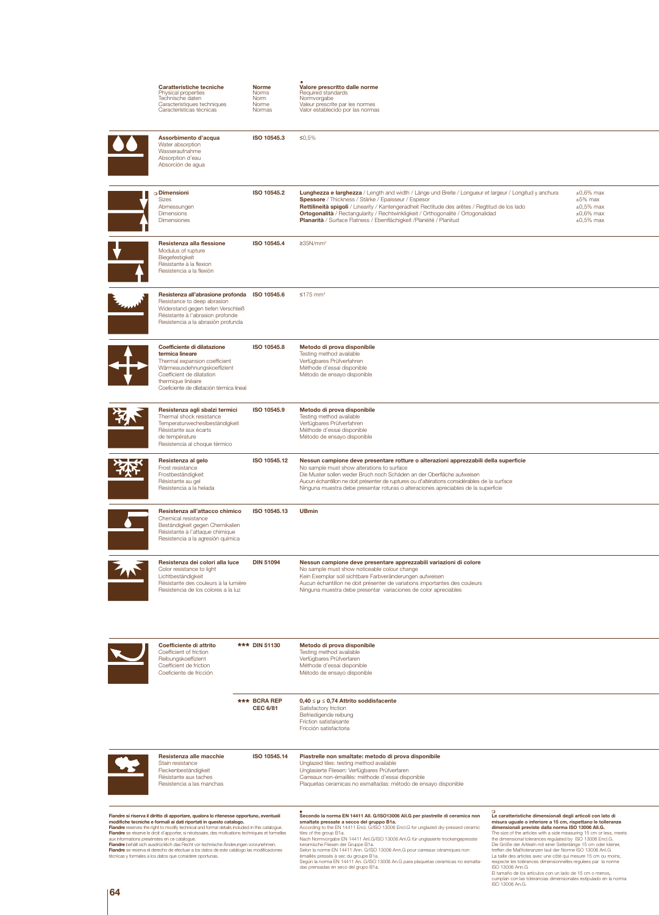| Caratteristiche tecniche<br>Physical properties<br>Technische daten<br>Caractéristiques techniques<br>Características técnicas | Norme<br>Norms<br>Norm<br>Norme<br>Normas | ● Valore prescritto dalle norme<br>Required standards<br>Normvorgabe<br>Valeur prescrite par les normes<br>Valor establecido por las normas | |
|---|---|---|---|
| **Assorbimento d'acqua**<br>Water absorption<br>Wasseraufnahme<br>Absorption d'eau<br>Absorción de agua | **ISO 10545.3** | ≤0,5% | |
| ○ **Dimensioni**<br>Sizes<br>Abmessungen<br>Dimensions<br>Dimensiones | **ISO 10545.2** | **Lunghezza e larghezza** / Length and width / Länge und Breite / Longueur et largeur / Longitud y anchura<br>**Spessore** / Thickness / Stärke / Epaisseur / Espesor<br>**Rettilineità spigoli** / Linearity / Kantengeradheit Rectitude des arêtes / Regtitud de los lado<br>**Ortogonalità** / Rectangularity / Rechtwinkligkeit / Orthogonalité / Ortogonalidad<br>**Planarità** / Surface Flatness / Ebenflächigkeit /Planéité / Planitud | ±0,6% max<br>±5% max<br>±0,5% max<br>±0,6% max<br>±0,5% max |
| **Resistenza alla flessione**<br>Modulus of rupture<br>Biegefestigkeit<br>Résistante à la flexion<br>Resistencia a la flexión | **ISO 10545.4** | ≥35N/mm² | |
| **Resistenza all'abrasione profonda**<br>Resistance to deep abrasion<br>Widerstand gegen tiefen Verschleiß<br>Résistante à l'abrasion profonde<br>Resistencia a la abrasión profunda | **ISO 10545.6** | ≤175 mm³ | |
| **Coefficiente di dilatazione termica lineare**<br>Thermal expansion coefficient<br>Wärmeausdehnungskoeffizient<br>Coefficient de dilatation thermique linéaire<br>Coeficiente de dilatación térmica lineal | **ISO 10545.8** | **Metodo di prova disponibile**<br>Testing method available<br>Verfügbares Prüfverfahren<br>Méthode d'essai disponible<br>Método de ensayo disponible | |
| **Resistenza agli sbalzi termici**<br>Thermal shock resistance<br>Temperaturwechselbeständigkeit<br>Résistante aux écarts de température<br>Resistencia al choque térmico | **ISO 10545.9** | **Metodo di prova disponibile**<br>Testing method available<br>Verfügbares Prüfverfahren<br>Méthode d'essai disponible<br>Método de ensayo disponible | |
| **Resistenza al gelo**<br>Frost resistance<br>Frostbeständigkeit<br>Résistante au gel<br>Resistencia a la helada | **ISO 10545.12** | **Nessun campione deve presentare rotture o alterazioni apprezzabili della superficie**<br>No sample must show alterations to surface<br>Die Muster sollen weder Bruch noch Schäden an der Oberfläche aufweisen<br>Aucun échantillon ne doit présenter de ruptures ou d'altérations considérables de la surface<br>Ninguna muestra debe presentar roturas o alteraciones apreciables de la superficie | |
| **Resistenza all'attacco chimico**<br>Chemical resistance<br>Beständigkeit gegen Chemikalien<br>Résistante à l'attaque chimique<br>Resistencia a la agresión química | **ISO 10545.13** | **UBmin** | |
| **Resistenza dei colori alla luce**<br>Color resistance to light<br>Lichtbeständigkeit<br>Résistante des couleurs à la lumière<br>Resistencia de los colores a la luz | **DIN 51094** | **Nessun campione deve presentare apprezzabili variazioni di colore**<br>No sample must show noticeable colour change<br>Kein Exemplar soll sichtbare Farbveränderungen aufweisen<br>Aucun échantillon ne doit présenter de variations importantes des couleurs<br>Ninguna muestra debe presentar variaciones de color apreciables | |
| **Coefficiente di attrito**<br>Coefficient of friction<br>Reibungskoeffizient<br>Coefficient de friction<br>Coeficiente de fricción | *** **DIN 51130** | **Metodo di prova disponibile**<br>Testing method available<br>Verfügbares Prüfverfaren<br>Méthode d'essai disponible<br>Método de ensayo disponible | |
| | *** **BCRA REP CEC 6/81** | **0,40 ≤ μ ≤ 0,74 Attrito soddisfacente**<br>Satisfactory friction<br>Befriedigende reibung<br>Friction satisfaisante<br>Fricción satisfactoria | |
| **Resistenza alle macchie**<br>Stain resistance<br>Fleckenbeständigkeit<br>Résistante aux taches<br>Resistencia a las manchas | **ISO 10545.14** | **Piastrelle non smaltate: metodo di prova disponibile**<br>Unglazed tiles: testing method available<br>Unglasierte Fliesen: Verfügbares Prüfverfaren<br>Carreaux non-émaillés: méthode d'essai disponible<br>Plaquetas ceramicas no esmaltadas: método de ensayo disponible | |

**Fiandre si riserva il diritto di apportare, qualora lo ritenesse opportuno, eventuali modifiche tecniche e formali ai dati riportati in questo catalogo.**
**Fiandre** reserves the right to modify technical and formal details included in this catalogue.
**Fiandre** se réserve le droit d'apporter, si nécessaire, des mofications techniques et formelles aux informations preséntes en ce catalogue.
**Fiandre** behält sich ausdrücklich das Recht vor technische Änderungen vorzunehmen.
**Fiandre** se reserva el derecho de efectuar a los datos de este catálogo las modificaciones técnicas y formales a los datos que considere oportunas.

● **Secondo la norma EN 14411 All. G/ISO13006 All.G per piastrelle di ceramica non smaltate pressate a secco del gruppo B1a.**
According to the EN 14411 Encl. G/ISO 13006 Encl.G for unglazed dry-pressed ceramic tiles of the group B1a.
Nach Normvorgabe EN 14411 Anl.G/ISO 13006 Anl.G für unglasierte trockengepresste keramische Fliesen der Gruppe B1a.
Selon la norme EN 14411 Ann. G/ISO 13006 Ann.G pour carreaux céramiques non émaillés pressés à sec du groupe B1a.
Según la norma EN 14411 An. G/ISO 13006 An.G para plaquetas ceramicas no esmaltadas prensadas en seco del grupo B1a.

○ **Le caratteristiche dimensionali degli articoli con lato di misura uguale o inferiore a 15 cm, rispettano le tolleranze dimensionali previste dalla norma ISO 13006 All.G.**
The size of the articles with a side measuring 15 cm or less, meets the dimensional tolerances regulated by ISO 13006 Encl.G.
Die Größe der Artikeln mit einer Seitenlänge 15 cm oder kleiner, treffen die Maßtoleranzen laut der Norme ISO 13006 Anl.G
La taille des articles avec une côté qui mesure 15 cm ou moins, respecte les tolérances dimensionelles reguleés par la norme ISO 13006 Ann.G
El tamaño de los articulos con un lado de 15 cm o menos, cumplan con las tolerancias dimensionales estipuladо en la norma ISO 13006 An.G.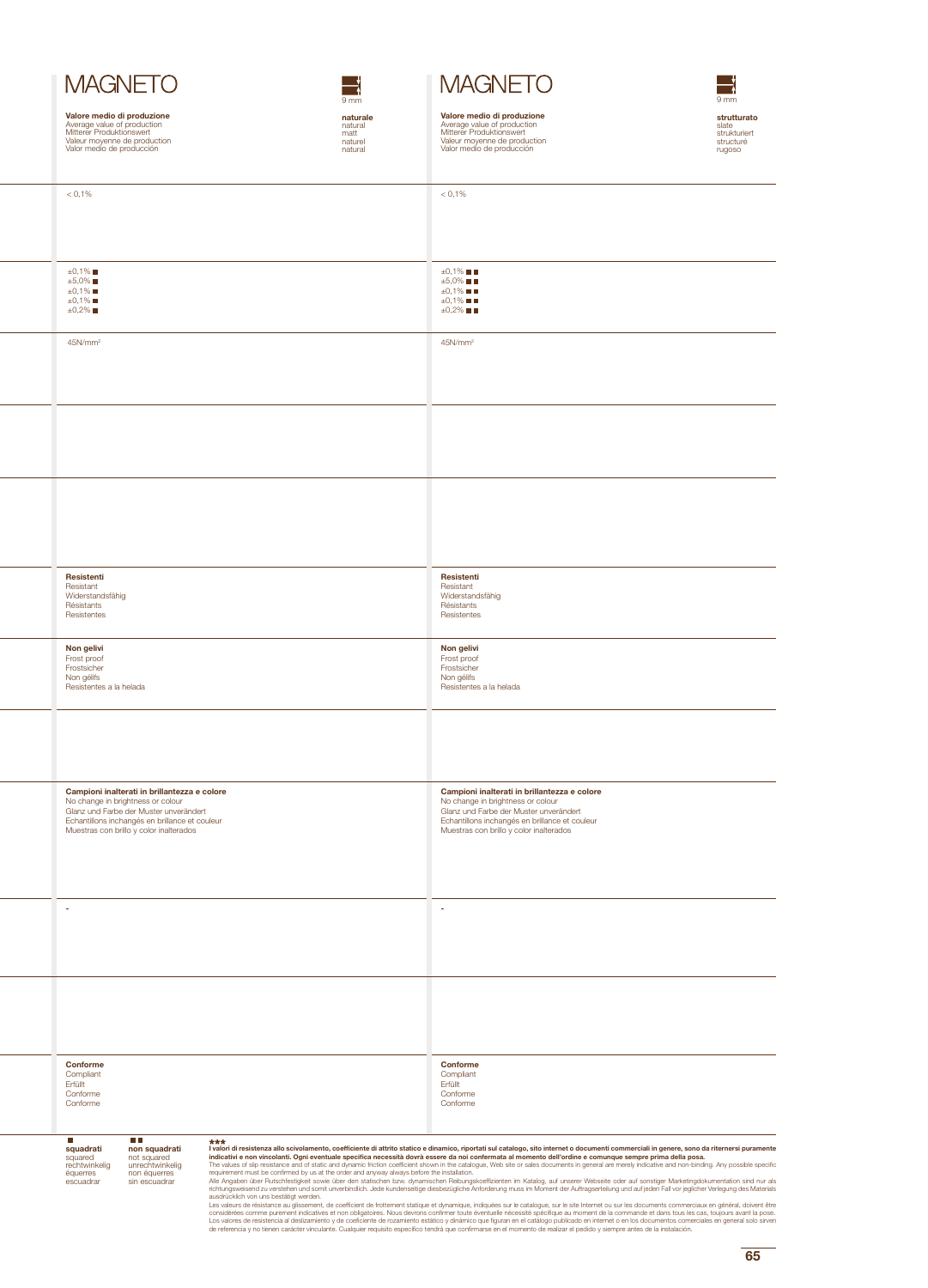| MAGNETO 9 mm | MAGNETO 9 mm |
|---|---|
| **Valore medio di produzione** Average value of production Mitterer Produktionswert Valeur moyenne de production Valor medio de producción — **naturale** natural matt naturel natural | **Valore medio di produzione** Average value of production Mitterer Produktionswert Valeur moyenne de production Valor medio de producción — **strutturato** slate strukturiert structuré rugoso |
| < 0,1% | < 0,1% |
| ±0,1% ■ ±5,0% ■ ±0,1% ■ ±0,1% ■ ±0,2% ■ | ±0,1% ■■ ±5,0% ■■ ±0,1% ■■ ±0,1% ■■ ±0,2% ■■ |
| 45N/mm² | 45N/mm² |
| | |
| | |
| **Resistenti** Resistant Widerstandsfähig Résistants Resistentes | **Resistenti** Resistant Widerstandsfähig Résistants Resistentes |
| **Non gelivi** Frost proof Frostsicher Non gélifs Resistentes a la helada | **Non gelivi** Frost proof Frostsicher Non gélifs Resistentes a la helada |
| | |
| **Campioni inalterati in brillantezza e colore** No change in brightness or colour Glanz und Farbe der Muster unverändert Echantillons inchangés en brillance et couleur Muestras con brillo y color inalterados | **Campioni inalterati in brillantezza e colore** No change in brightness or colour Glanz und Farbe der Muster unverändert Echantillons inchangés en brillance et couleur Muestras con brillo y color inalterados |
| - | - |
| | |
| **Conforme** Compliant Erfüllt Conforme Conforme | **Conforme** Compliant Erfüllt Conforme Conforme |

■ **squadrati** squared rechtwinkelig équerres escuadrar

■■ **non squadrati** not squared unrechtwinkelig non équerres sin escuadrar

***
**I valori di resistenza allo scivolamento, coefficiente di attrito statico e dinamico, riportati sul catalogo, sito internet o documenti commerciali in genere, sono da ritenersi puramente indicativi e non vincolanti. Ogni eventuale specifica necessità dovrà essere da noi confermata al momento dell'ordine e comunque sempre prima della posa.**
The values of slip resistance and of static and dynamic friction coefficient shown in the catalogue, Web site or sales documents in general are merely indicative and non-binding. Any possible specific requirement must be confirmed by us at the order and anyway always before the installation.
Alle Angaben über Rutschfestigkeit sowie über den statischen bzw. dynamischen Reibungskoeffizienten im Katalog, auf unserer Webseite oder auf sonstiger Marketingdokumentation sind nur als richtungsweisend zu verstehen und somit unverbindlich. Jede kundenseitige diesbezügliche Anforderung muss im Moment der Auftragserteilung und auf jeden Fall vor jeglicher Verlegung des Materials ausdrücklich von uns bestätigt werden.
Les valeurs de résistance au glissement, de coefficient de frottement statique et dynamique, indiquées sur le catalogue, sur le site Internet ou sur les documents commerciaux en général, doivent être considérées comme purement indicatives et non obligatoires. Nous devrons confirmer toute éventuelle nécessité spécifique au moment de la commande et dans tous les cas, toujours avant la pose.
Los valores de resistencia al deslizamiento y de coeficiente de rozamiento estático y dinámico que figuran en el catálogo publicado en internet o en los documentos comerciales en general solo sirven de referencia y no tienen carácter vinculante. Cualquier requisito específico tendrá que confirmarse en el momento de realizar el pedido y siempre antes de la instalación.